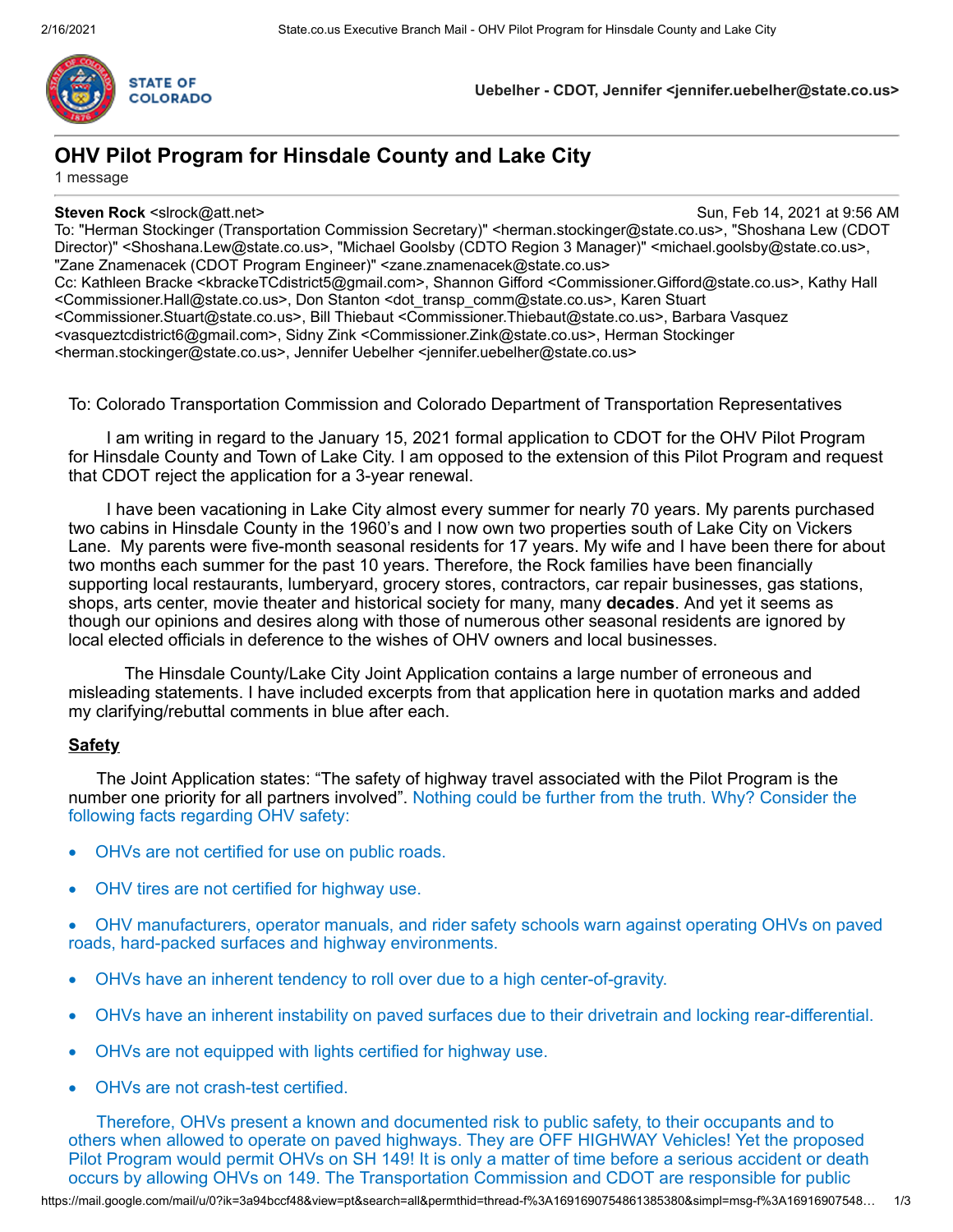# OHV Pilot Program for Hinsdale County and Lake City

1 message

**Steven Rock** <slrock@att.net> Sun, Feb 14, 2021 at 9:56 AM

To: "Herman Stockinger (Transportation Commission Secretary)" <herman.stockinger@state.co.us>, "Shoshana Lew (CDOT Director)" <Shoshana.Lew@state.co.us>, "Michael Goolsby (CDTO Region 3 Manager)" <michael.goolsby@state.co.us>, "Zane Znamenacek (CDOT Program Engineer)" <zane.znamenacek@state.co.us>

Cc: Kathleen Bracke <kbrackeTCdistrict5@gmail.com>, Shannon Gifford <Commissioner.Gifford@state.co.us>, Kathy Hall <Commissioner.Hall@state.co.us>, Don Stanton <dot_transp_comm@state.co.us>, Karen Stuart <Commissioner.Stuart@state.co.us>, Bill Thiebaut <Commissioner.Thiebaut@state.co.us>, Barbara Vasquez <vasqueztcdistrict6@gmail.com>, Sidny Zink <Commissioner.Zink@state.co.us>, Herman Stockinger <herman.stockinger@state.co.us>, Jennifer Uebelher <jennifer.uebelher@state.co.us>

To: Colorado Transportation Commission and Colorado Department of Transportation Representatives

I am writing in regard to the January 15, 2021 formal application to CDOT for the OHV Pilot Program for Hinsdale County and Town of Lake City. I am opposed to the extension of this Pilot Program and request that CDOT reject the application for a 3-year renewal.

I have been vacationing in Lake City almost every summer for nearly 70 years. My parents purchased two cabins in Hinsdale County in the 1960's and I now own two properties south of Lake City on Vickers Lane. My parents were five-month seasonal residents for 17 years. My wife and I have been there for about two months each summer for the past 10 years. Therefore, the Rock families have been financially supporting local restaurants, lumberyard, grocery stores, contractors, car repair businesses, gas stations, shops, arts center, movie theater and historical society for many, many **decades**. And yet it seems as though our opinions and desires along with those of numerous other seasonal residents are ignored by local elected officials in deference to the wishes of OHV owners and local businesses.

The Hinsdale County/Lake City Joint Application contains a large number of erroneous and misleading statements. I have included excerpts from that application here in quotation marks and added my clarifying/rebuttal comments in blue after each.

## Safety

The Joint Application states: "The safety of highway travel associated with the Pilot Program is the number one priority for all partners involved". Nothing could be further from the truth. Why? Consider the following facts regarding OHV safety:

- OHVs are not certified for use on public roads.
- OHV tires are not certified for highway use.
- OHV manufacturers, operator manuals, and rider safety schools warn against operating OHVs on paved roads, hard-packed surfaces and highway environments.
- OHVs have an inherent tendency to roll over due to a high center-of-gravity.
- OHVs have an inherent instability on paved surfaces due to their drivetrain and locking rear-differential.
- OHVs are not equipped with lights certified for highway use.
- OHVs are not crash-test certified.

Therefore, OHVs present a known and documented risk to public safety, to their occupants and to others when allowed to operate on paved highways. They are OFF HIGHWAY Vehicles! Yet the proposed Pilot Program would permit OHVs on SH 149! It is only a matter of time before a serious accident or death occurs by allowing OHVs on 149. The Transportation Commission and CDOT are responsible for public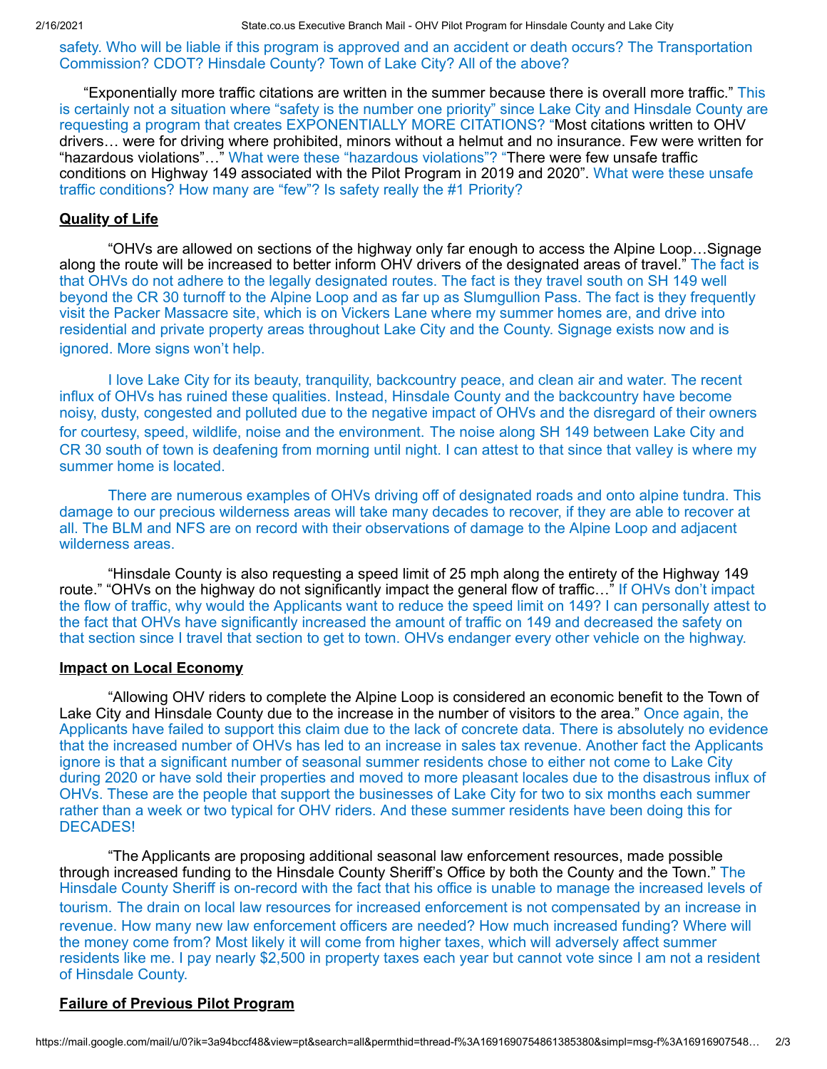safety. Who will be liable if this program is approved and an accident or death occurs? The Transportation Commission? CDOT? Hinsdale County? Town of Lake City? All of the above?

"Exponentially more traffic citations are written in the summer because there is overall more traffic." This is certainly not a situation where "safety is the number one priority" since Lake City and Hinsdale County are requesting a program that creates EXPONENTIALLY MORE CITATIONS? "Most citations written to OHV drivers… were for driving where prohibited, minors without a helmut and no insurance. Few were written for "hazardous violations"…" What were these "hazardous violations"? "There were few unsafe traffic conditions on Highway 149 associated with the Pilot Program in 2019 and 2020". What were these unsafe traffic conditions? How many are "few"? Is safety really the #1 Priority?

**Quality of Life**

"OHVs are allowed on sections of the highway only far enough to access the Alpine Loop…Signage along the route will be increased to better inform OHV drivers of the designated areas of travel." The fact is that OHVs do not adhere to the legally designated routes. The fact is they travel south on SH 149 well beyond the CR 30 turnoff to the Alpine Loop and as far up as Slumgullion Pass. The fact is they frequently visit the Packer Massacre site, which is on Vickers Lane where my summer homes are, and drive into residential and private property areas throughout Lake City and the County. Signage exists now and is ignored. More signs won't help.

I love Lake City for its beauty, tranquility, backcountry peace, and clean air and water. The recent influx of OHVs has ruined these qualities. Instead, Hinsdale County and the backcountry have become noisy, dusty, congested and polluted due to the negative impact of OHVs and the disregard of their owners for courtesy, speed, wildlife, noise and the environment. The noise along SH 149 between Lake City and CR 30 south of town is deafening from morning until night. I can attest to that since that valley is where my summer home is located.

There are numerous examples of OHVs driving off of designated roads and onto alpine tundra. This damage to our precious wilderness areas will take many decades to recover, if they are able to recover at all. The BLM and NFS are on record with their observations of damage to the Alpine Loop and adjacent wilderness areas.

"Hinsdale County is also requesting a speed limit of 25 mph along the entirety of the Highway 149 route." "OHVs on the highway do not significantly impact the general flow of traffic…" If OHVs don't impact the flow of traffic, why would the Applicants want to reduce the speed limit on 149? I can personally attest to the fact that OHVs have significantly increased the amount of traffic on 149 and decreased the safety on that section since I travel that section to get to town. OHVs endanger every other vehicle on the highway.

**Impact on Local Economy**

"Allowing OHV riders to complete the Alpine Loop is considered an economic benefit to the Town of Lake City and Hinsdale County due to the increase in the number of visitors to the area." Once again, the Applicants have failed to support this claim due to the lack of concrete data. There is absolutely no evidence that the increased number of OHVs has led to an increase in sales tax revenue. Another fact the Applicants ignore is that a significant number of seasonal summer residents chose to either not come to Lake City during 2020 or have sold their properties and moved to more pleasant locales due to the disastrous influx of OHVs. These are the people that support the businesses of Lake City for two to six months each summer rather than a week or two typical for OHV riders. And these summer residents have been doing this for DECADES!

"The Applicants are proposing additional seasonal law enforcement resources, made possible through increased funding to the Hinsdale County Sheriff's Office by both the County and the Town." The Hinsdale County Sheriff is on-record with the fact that his office is unable to manage the increased levels of tourism. The drain on local law resources for increased enforcement is not compensated by an increase in revenue. How many new law enforcement officers are needed? How much increased funding? Where will the money come from? Most likely it will come from higher taxes, which will adversely affect summer residents like me. I pay nearly $2,500 in property taxes each year but cannot vote since I am not a resident of Hinsdale County.

**Failure of Previous Pilot Program**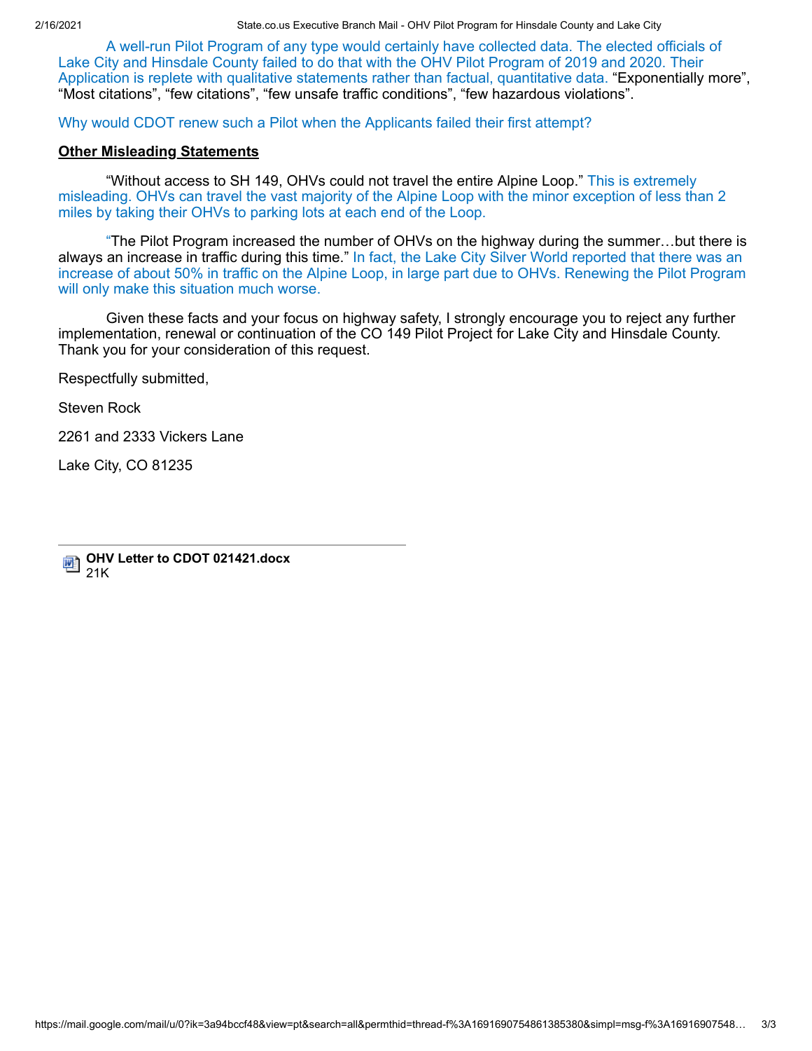A well-run Pilot Program of any type would certainly have collected data. The elected officials of Lake City and Hinsdale County failed to do that with the OHV Pilot Program of 2019 and 2020. Their Application is replete with qualitative statements rather than factual, quantitative data. "Exponentially more", "Most citations", "few citations", "few unsafe traffic conditions", "few hazardous violations".

Why would CDOT renew such a Pilot when the Applicants failed their first attempt?

**Other Misleading Statements**

"Without access to SH 149, OHVs could not travel the entire Alpine Loop." This is extremely misleading. OHVs can travel the vast majority of the Alpine Loop with the minor exception of less than 2 miles by taking their OHVs to parking lots at each end of the Loop.

"The Pilot Program increased the number of OHVs on the highway during the summer…but there is always an increase in traffic during this time." In fact, the Lake City Silver World reported that there was an increase of about 50% in traffic on the Alpine Loop, in large part due to OHVs. Renewing the Pilot Program will only make this situation much worse.

Given these facts and your focus on highway safety, I strongly encourage you to reject any further implementation, renewal or continuation of the CO 149 Pilot Project for Lake City and Hinsdale County. Thank you for your consideration of this request.

Respectfully submitted,

Steven Rock

2261 and 2333 Vickers Lane

Lake City, CO 81235

---

**OHV Letter to CDOT 021421.docx**
21K